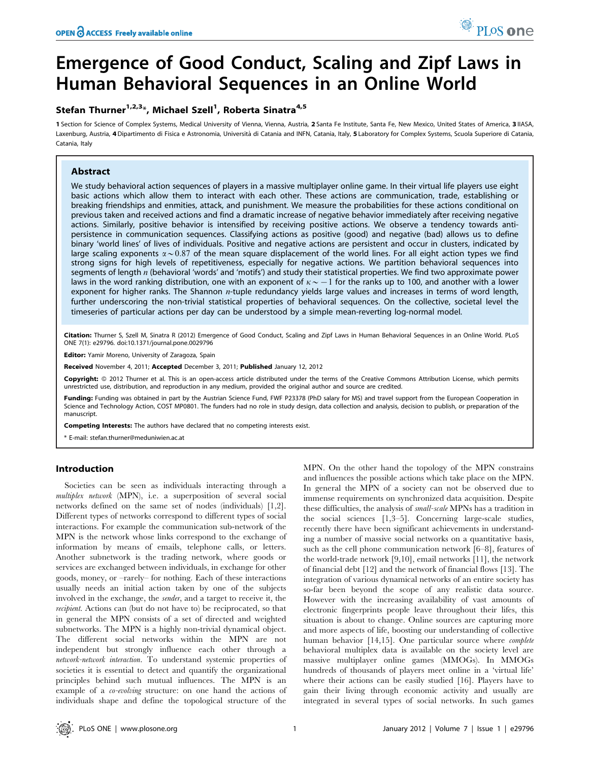# Emergence of Good Conduct, Scaling and Zipf Laws in Human Behavioral Sequences in an Online World

**Stefan Thurner[1,2,3]*, Michael Szell[1], Roberta Sinatra[4,5]**

1 Section for Science of Complex Systems, Medical University of Vienna, Vienna, Austria, 2 Santa Fe Institute, Santa Fe, New Mexico, United States of America, 3 IIASA, Laxenburg, Austria, 4 Dipartimento di Fisica e Astronomia, Università di Catania and INFN, Catania, Italy, 5 Laboratory for Complex Systems, Scuola Superiore di Catania, Catania, Italy

## Abstract

We study behavioral action sequences of players in a massive multiplayer online game. In their virtual life players use eight basic actions which allow them to interact with each other. These actions are communication, trade, establishing or breaking friendships and enmities, attack, and punishment. We measure the probabilities for these actions conditional on previous taken and received actions and find a dramatic increase of negative behavior immediately after receiving negative actions. Similarly, positive behavior is intensified by receiving positive actions. We observe a tendency towards anti-persistence in communication sequences. Classifying actions as positive (good) and negative (bad) allows us to define binary 'world lines' of lives of individuals. Positive and negative actions are persistent and occur in clusters, indicated by large scaling exponents $\alpha \sim 0.87$ of the mean square displacement of the world lines. For all eight action types we find strong signs for high levels of repetitiveness, especially for negative actions. We partition behavioral sequences into segments of length $n$ (behavioral 'words' and 'motifs') and study their statistical properties. We find two approximate power laws in the word ranking distribution, one with an exponent of $\kappa \sim -1$ for the ranks up to 100, and another with a lower exponent for higher ranks. The Shannon $n$-tuple redundancy yields large values and increases in terms of word length, further underscoring the non-trivial statistical properties of behavioral sequences. On the collective, societal level the timeseries of particular actions per day can be understood by a simple mean-reverting log-normal model.

**Citation:** Thurner S, Szell M, Sinatra R (2012) Emergence of Good Conduct, Scaling and Zipf Laws in Human Behavioral Sequences in an Online World. PLoS ONE 7(1): e29796. doi:10.1371/journal.pone.0029796

**Editor:** Yamir Moreno, University of Zaragoza, Spain

**Received** November 4, 2011; **Accepted** December 3, 2011; **Published** January 12, 2012

**Copyright:** © 2012 Thurner et al. This is an open-access article distributed under the terms of the Creative Commons Attribution License, which permits unrestricted use, distribution, and reproduction in any medium, provided the original author and source are credited.

**Funding:** Funding was obtained in part by the Austrian Science Fund, FWF P23378 (PhD salary for MS) and travel support from the European Cooperation in Science and Technology Action, COST MP0801. The funders had no role in study design, data collection and analysis, decision to publish, or preparation of the manuscript.

**Competing Interests:** The authors have declared that no competing interests exist.

\* E-mail: stefan.thurner@meduniwien.ac.at

## Introduction

Societies can be seen as individuals interacting through a *multiplex network* (MPN), i.e. a superposition of several social networks defined on the same set of nodes (individuals) [1,2]. Different types of networks correspond to different types of social interactions. For example the communication sub-network of the MPN is the network whose links correspond to the exchange of information by means of emails, telephone calls, or letters. Another subnetwork is the trading network, where goods or services are exchanged between individuals, in exchange for other goods, money, or –rarely– for nothing. Each of these interactions usually needs an initial action taken by one of the subjects involved in the exchange, the *sender*, and a target to receive it, the *recipient*. Actions can (but do not have to) be reciprocated, so that in general the MPN consists of a set of directed and weighted subnetworks. The MPN is a highly non-trivial dynamical object. The different social networks within the MPN are not independent but strongly influence each other through a *network-network interaction*. To understand systemic properties of societies it is essential to detect and quantify the organizational principles behind such mutual influences. The MPN is an example of a *co-evolving* structure: on one hand the actions of individuals shape and define the topological structure of the MPN. On the other hand the topology of the MPN constrains and influences the possible actions which take place on the MPN. In general the MPN of a society can not be observed due to immense requirements on synchronized data acquisition. Despite these difficulties, the analysis of *small-scale* MPNs has a tradition in the social sciences [1,3–5]. Concerning large-scale studies, recently there have been significant achievements in understanding a number of massive social networks on a quantitative basis, such as the cell phone communication network [6–8], features of the world-trade network [9,10], email networks [11], the network of financial debt [12] and the network of financial flows [13]. The integration of various dynamical networks of an entire society has so-far been beyond the scope of any realistic data source. However with the increasing availability of vast amounts of electronic fingerprints people leave throughout their lifes, this situation is about to change. Online sources are capturing more and more aspects of life, boosting our understanding of collective human behavior [14,15]. One particular source where *complete* behavioral multiplex data is available on the society level are massive multiplayer online games (MMOGs). In MMOGs hundreds of thousands of players meet online in a 'virtual life' where their actions can be easily studied [16]. Players have to gain their living through economic activity and usually are integrated in several types of social networks. In such games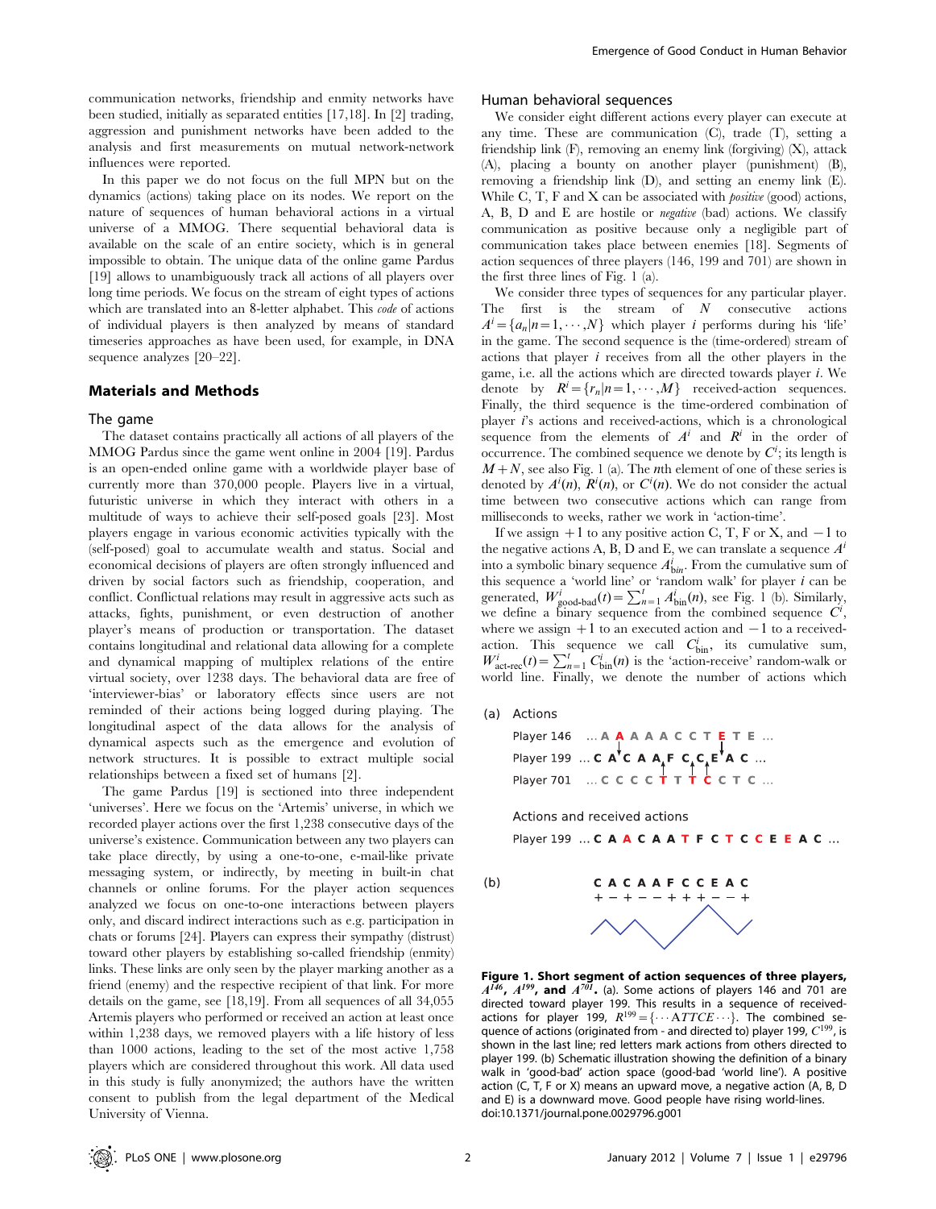communication networks, friendship and enmity networks have been studied, initially as separated entities [17,18]. In [2] trading, aggression and punishment networks have been added to the analysis and first measurements on mutual network-network influences were reported.

In this paper we do not focus on the full MPN but on the dynamics (actions) taking place on its nodes. We report on the nature of sequences of human behavioral actions in a virtual universe of a MMOG. There sequential behavioral data is available on the scale of an entire society, which is in general impossible to obtain. The unique data of the online game Pardus [19] allows to unambiguously track all actions of all players over long time periods. We focus on the stream of eight types of actions which are translated into an 8-letter alphabet. This *code* of actions of individual players is then analyzed by means of standard timeseries approaches as have been used, for example, in DNA sequence analyzes [20–22].

## Materials and Methods

### The game

The dataset contains practically all actions of all players of the MMOG Pardus since the game went online in 2004 [19]. Pardus is an open-ended online game with a worldwide player base of currently more than 370,000 people. Players live in a virtual, futuristic universe in which they interact with others in a multitude of ways to achieve their self-posed goals [23]. Most players engage in various economic activities typically with the (self-posed) goal to accumulate wealth and status. Social and economical decisions of players are often strongly influenced and driven by social factors such as friendship, cooperation, and conflict. Conflictual relations may result in aggressive acts such as attacks, fights, punishment, or even destruction of another player's means of production or transportation. The dataset contains longitudinal and relational data allowing for a complete and dynamical mapping of multiplex relations of the entire virtual society, over 1238 days. The behavioral data are free of 'interviewer-bias' or laboratory effects since users are not reminded of their actions being logged during playing. The longitudinal aspect of the data allows for the analysis of dynamical aspects such as the emergence and evolution of network structures. It is possible to extract multiple social relationships between a fixed set of humans [2].

The game Pardus [19] is sectioned into three independent 'universes'. Here we focus on the 'Artemis' universe, in which we recorded player actions over the first 1,238 consecutive days of the universe's existence. Communication between any two players can take place directly, by using a one-to-one, e-mail-like private messaging system, or indirectly, by meeting in built-in chat channels or online forums. For the player action sequences analyzed we focus on one-to-one interactions between players only, and discard indirect interactions such as e.g. participation in chats or forums [24]. Players can express their sympathy (distrust) toward other players by establishing so-called friendship (enmity) links. These links are only seen by the player marking another as a friend (enemy) and the respective recipient of that link. For more details on the game, see [18,19]. From all sequences of all 34,055 Artemis players who performed or received an action at least once within 1,238 days, we removed players with a life history of less than 1000 actions, leading to the set of the most active 1,758 players which are considered throughout this work. All data used in this study is fully anonymized; the authors have the written consent to publish from the legal department of the Medical University of Vienna.

### Human behavioral sequences

We consider eight different actions every player can execute at any time. These are communication (C), trade (T), setting a friendship link (F), removing an enemy link (forgiving) (X), attack (A), placing a bounty on another player (punishment) (B), removing a friendship link (D), and setting an enemy link (E). While C, T, F and X can be associated with *positive* (good) actions, A, B, D and E are hostile or *negative* (bad) actions. We classify communication as positive because only a negligible part of communication takes place between enemies [18]. Segments of action sequences of three players (146, 199 and 701) are shown in the first three lines of Fig. 1 (a).

We consider three types of sequences for any particular player. The first is the stream of $N$ consecutive actions $A^i = \{a_n | n = 1, \cdots, N\}$ which player $i$ performs during his 'life' in the game. The second sequence is the (time-ordered) stream of actions that player $i$ receives from all the other players in the game, i.e. all the actions which are directed towards player $i$. We denote by $R^i = \{r_n | n = 1, \cdots, M\}$ received-action sequences. Finally, the third sequence is the time-ordered combination of player $i$'s actions and received-actions, which is a chronological sequence from the elements of $A^i$ and $R^i$ in the order of occurrence. The combined sequence we denote by $C^i$; its length is $M+N$, see also Fig. 1 (a). The $n$th element of one of these series is denoted by $A^i(n)$, $R^i(n)$, or $C^i(n)$. We do not consider the actual time between two consecutive actions which can range from milliseconds to weeks, rather we work in 'action-time'.

If we assign $+1$ to any positive action C, T, F or X, and $-1$ to the negative actions A, B, D and E, we can translate a sequence $A^i$ into a symbolic binary sequence $A^i_{bin}$. From the cumulative sum of this sequence a 'world line' or 'random walk' for player $i$ can be generated, $W^i_{\text{good-bad}}(t) = \sum_{n=1}^{t} A^i_{\text{bin}}(n)$, see Fig. 1 (b). Similarly, we define a binary sequence from the combined sequence $C^i$, where we assign $+1$ to an executed action and $-1$ to a received-action. This sequence we call $C^i_{\text{bin}}$, its cumulative sum, $W^i_{\text{act-rec}}(t) = \sum_{n=1}^{t} C^i_{\text{bin}}(n)$ is the 'action-receive' random-walk or world line. Finally, we denote the number of actions which

(a) Actions

Player 146 ... A A A A A C C T E T E ...
Player 199 ... C A C A A F C C E A C ...
Player 701 ... C C C C T T T C C T C ...

Actions and received actions

Player 199 ... C A A C A A T F C T C C E E A C ...

(b)

C A C A A F C C E A C
+ − + − − + + + − − +

**Figure 1. Short segment of action sequences of three players, $A^{146}$, $A^{199}$, and $A^{701}$.** (a). Some actions of players 146 and 701 are directed toward player 199. This results in a sequence of received-actions for player 199, $R^{199} = \{\cdots ATTCE \cdots\}$. The combined sequence of actions (originated from - and directed to) player 199, $C^{199}$, is shown in the last line; red letters mark actions from others directed to player 199. (b) Schematic illustration showing the definition of a binary walk in 'good-bad' action space (good-bad 'world line'). A positive action (C, T, F or X) means an upward move, a negative action (A, B, D and E) is a downward move. Good people have rising world-lines.
doi:10.1371/journal.pone.0029796.g001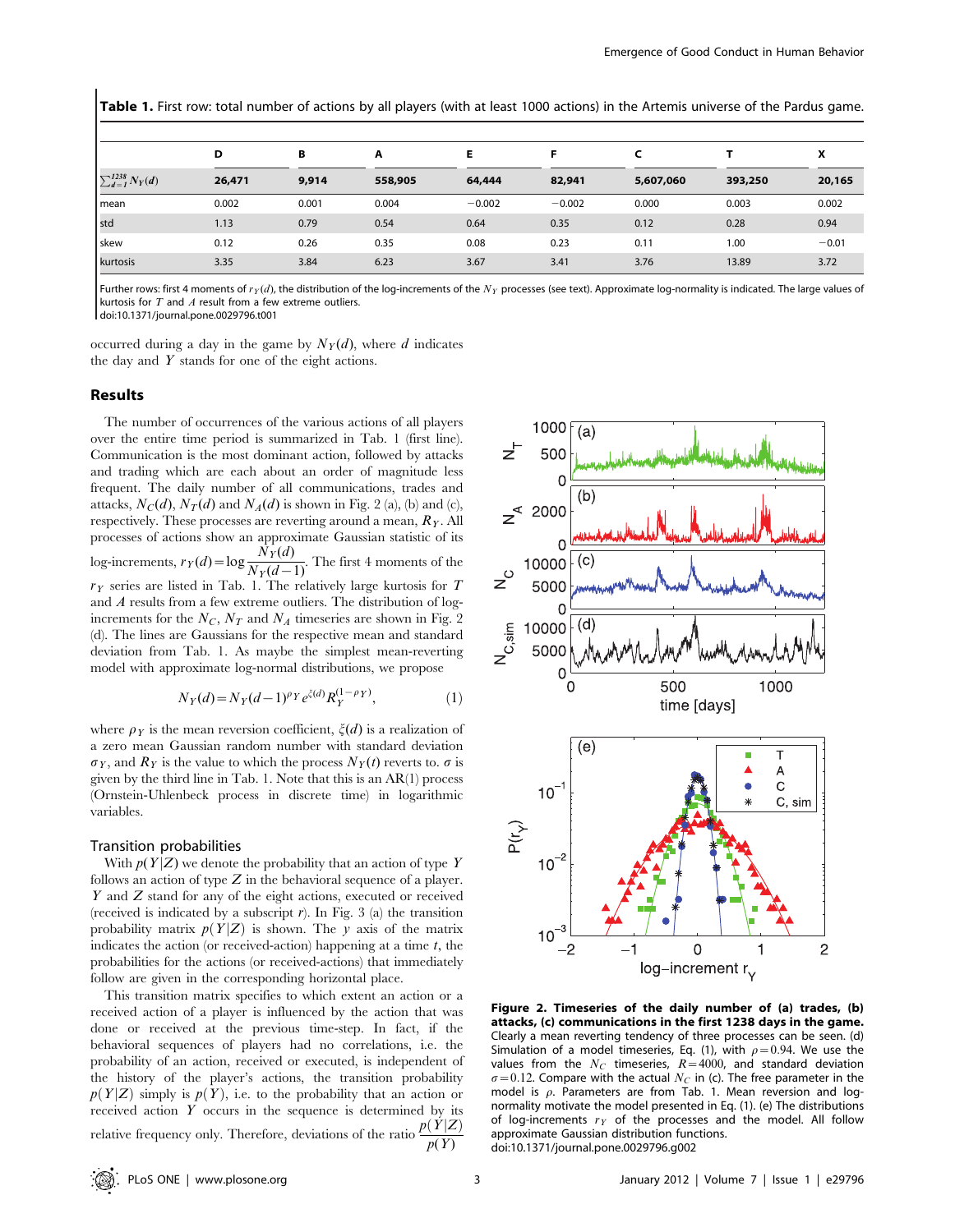**Table 1.** First row: total number of actions by all players (with at least 1000 actions) in the Artemis universe of the Pardus game.

| | D | B | A | E | F | C | T | X |
|---|---|---|---|---|---|---|---|---|
| $\sum_{d=1}^{1238} N_Y(d)$ | 26,471 | 9,914 | 558,905 | 64,444 | 82,941 | 5,607,060 | 393,250 | 20,165 |
| mean | 0.002 | 0.001 | 0.004 | −0.002 | −0.002 | 0.000 | 0.003 | 0.002 |
| std | 1.13 | 0.79 | 0.54 | 0.64 | 0.35 | 0.12 | 0.28 | 0.94 |
| skew | 0.12 | 0.26 | 0.35 | 0.08 | 0.23 | 0.11 | 1.00 | −0.01 |
| kurtosis | 3.35 | 3.84 | 6.23 | 3.67 | 3.41 | 3.76 | 13.89 | 3.72 |

Further rows: first 4 moments of $r_Y(d)$, the distribution of the log-increments of the $N_Y$ processes (see text). Approximate log-normality is indicated. The large values of kurtosis for $T$ and $A$ result from a few extreme outliers.
doi:10.1371/journal.pone.0029796.t001

occurred during a day in the game by $N_Y(d)$, where $d$ indicates the day and $Y$ stands for one of the eight actions.

## Results

The number of occurrences of the various actions of all players over the entire time period is summarized in Tab. 1 (first line). Communication is the most dominant action, followed by attacks and trading which are each about an order of magnitude less frequent. The daily number of all communications, trades and attacks, $N_C(d)$, $N_T(d)$ and $N_A(d)$ is shown in Fig. 2 (a), (b) and (c), respectively. These processes are reverting around a mean, $R_Y$. All processes of actions show an approximate Gaussian statistic of its log-increments, $r_Y(d) = \log \frac{N_Y(d)}{N_Y(d-1)}$. The first 4 moments of the $r_Y$ series are listed in Tab. 1. The relatively large kurtosis for $T$ and $A$ results from a few extreme outliers. The distribution of log-increments for the $N_C$, $N_T$ and $N_A$ timeseries are shown in Fig. 2 (d). The lines are Gaussians for the respective mean and standard deviation from Tab. 1. As maybe the simplest mean-reverting model with approximate log-normal distributions, we propose

$$N_Y(d) = N_Y(d-1)^{\rho_Y} e^{\xi(d)} R_Y^{(1-\rho_Y)}, \tag{1}$$

where $\rho_Y$ is the mean reversion coefficient, $\xi(d)$ is a realization of a zero mean Gaussian random number with standard deviation $\sigma_Y$, and $R_Y$ is the value to which the process $N_Y(t)$ reverts to. $\sigma$ is given by the third line in Tab. 1. Note that this is an AR(1) process (Ornstein-Uhlenbeck process in discrete time) in logarithmic variables.

**Figure 2. Timeseries of the daily number of (a) trades, (b) attacks, (c) communications in the first 1238 days in the game.** Clearly a mean reverting tendency of three processes can be seen. (d) Simulation of a model timeseries, Eq. (1), with $\rho = 0.94$. We use the values from the $N_C$ timeseries, $R = 4000$, and standard deviation $\sigma = 0.12$. Compare with the actual $N_C$ in (c). The free parameter in the model is $\rho$. Parameters are from Tab. 1. Mean reversion and log-normality motivate the model presented in Eq. (1). (e) The distributions of log-increments $r_Y$ of the processes and the model. All follow approximate Gaussian distribution functions.
doi:10.1371/journal.pone.0029796.g002

### Transition probabilities

With $p(Y|Z)$ we denote the probability that an action of type $Y$ follows an action of type $Z$ in the behavioral sequence of a player. $Y$ and $Z$ stand for any of the eight actions, executed or received (received is indicated by a subscript $r$). In Fig. 3 (a) the transition probability matrix $p(Y|Z)$ is shown. The $y$ axis of the matrix indicates the action (or received-action) happening at a time $t$, the probabilities for the actions (or received-actions) that immediately follow are given in the corresponding horizontal place.

This transition matrix specifies to which extent an action or a received action of a player is influenced by the action that was done or received at the previous time-step. In fact, if the behavioral sequences of players had no correlations, i.e. the probability of an action, received or executed, is independent of the history of the player's actions, the transition probability $p(Y|Z)$ simply is $p(Y)$, i.e. to the probability that an action or received action $Y$ occurs in the sequence is determined by its relative frequency only. Therefore, deviations of the ratio $\frac{p(Y|Z)}{p(Y)}$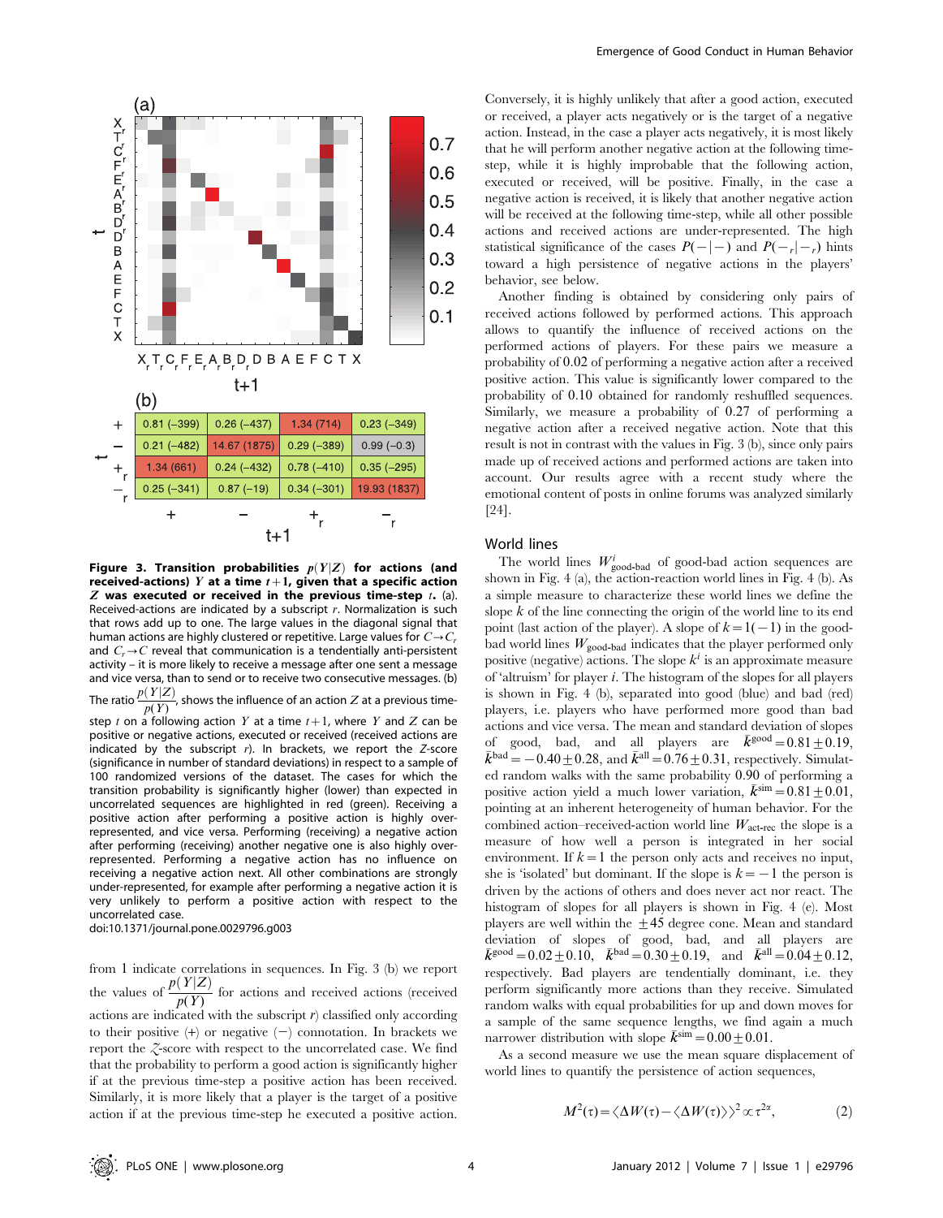| t \ t+1 | + | − | $+_r$ | $-_r$ |
|---|---|---|---|---|
| + | 0.81 (−399) | 0.26 (−437) | 1.34 (714) | 0.23 (−349) |
| − | 0.21 (−482) | 14.67 (1875) | 0.29 (−389) | 0.99 (−0.3) |
| $+_r$ | 1.34 (661) | 0.24 (−432) | 0.78 (−410) | 0.35 (−295) |
| $-_r$ | 0.25 (−341) | 0.87 (−19) | 0.34 (−301) | 19.93 (1837) |

**Figure 3. Transition probabilities $p(Y|Z)$ for actions (and received-actions) $Y$ at a time $t+1$, given that a specific action $Z$ was executed or received in the previous time-step $t$.** (a). Received-actions are indicated by a subscript $r$. Normalization is such that rows add up to one. The large values in the diagonal signal that human actions are highly clustered or repetitive. Large values for $C \rightarrow C_r$ and $C_r \rightarrow C$ reveal that communication is a tendentially anti-persistent activity – it is more likely to receive a message after one sent a message and vice versa, than to send or to receive two consecutive messages. (b) The ratio $\frac{p(Y|Z)}{p(Y)}$, shows the influence of an action $Z$ at a previous time-step $t$ on a following action $Y$ at a time $t+1$, where $Y$ and $Z$ can be positive or negative actions, executed or received (received actions are indicated by the subscript $r$). In brackets, we report the $Z$-score (significance in number of standard deviations) in respect to a sample of 100 randomized versions of the dataset. The cases for which the transition probability is significantly higher (lower) than expected in uncorrelated sequences are highlighted in red (green). Receiving a positive action after performing a positive action is highly over-represented, and vice versa. Performing (receiving) a negative action after performing (receiving) another negative one is also highly over-represented. Performing a negative action has no influence on receiving a negative action next. All other combinations are strongly under-represented, for example after performing a negative action it is very unlikely to perform a positive action with respect to the uncorrelated case.
doi:10.1371/journal.pone.0029796.g003

from 1 indicate correlations in sequences. In Fig. 3 (b) we report the values of $\frac{p(Y|Z)}{p(Y)}$ for actions and received actions (received actions are indicated with the subscript $r$) classified only according to their positive (+) or negative (−) connotation. In brackets we report the $Z$-score with respect to the uncorrelated case. We find that the probability to perform a good action is significantly higher if at the previous time-step a positive action has been received. Similarly, it is more likely that a player is the target of a positive action if at the previous time-step he executed a positive action. Conversely, it is highly unlikely that after a good action, executed or received, a player acts negatively or is the target of a negative action. Instead, in the case a player acts negatively, it is most likely that he will perform another negative action at the following time-step, while it is highly improbable that the following action, executed or received, will be positive. Finally, in the case a negative action is received, it is likely that another negative action will be received at the following time-step, while all other possible actions and received actions are under-represented. The high statistical significance of the cases $P(-|-)$ and $P(-_r|-_r)$ hints toward a high persistence of negative actions in the players' behavior, see below.

Another finding is obtained by considering only pairs of received actions followed by performed actions. This approach allows to quantify the influence of received actions on the performed actions of players. For these pairs we measure a probability of 0.02 of performing a negative action after a received positive action. This value is significantly lower compared to the probability of 0.10 obtained for randomly reshuffled sequences. Similarly, we measure a probability of 0.27 of performing a negative action after a received negative action. Note that this result is not in contrast with the values in Fig. 3 (b), since only pairs made up of received actions and performed actions are taken into account. Our results agree with a recent study where the emotional content of posts in online forums was analyzed similarly [24].

## World lines

The world lines $W^i_{\text{good-bad}}$ of good-bad action sequences are shown in Fig. 4 (a), the action-reaction world lines in Fig. 4 (b). As a simple measure to characterize these world lines we define the slope $k$ of the line connecting the origin of the world line to its end point (last action of the player). A slope of $k=1(-1)$ in the good-bad world lines $W_{\text{good-bad}}$ indicates that the player performed only positive (negative) actions. The slope $k^i$ is an approximate measure of 'altruism' for player $i$. The histogram of the slopes for all players is shown in Fig. 4 (b), separated into good (blue) and bad (red) players, i.e. players who have performed more good than bad actions and vice versa. The mean and standard deviation of slopes of good, bad, and all players are $\bar{k}^{\text{good}}=0.81\pm0.19$, $\bar{k}^{\text{bad}}=-0.40\pm0.28$, and $\bar{k}^{\text{all}}=0.76\pm0.31$, respectively. Simulated random walks with the same probability 0.90 of performing a positive action yield a much lower variation, $\bar{k}^{\text{sim}}=0.81\pm0.01$, pointing at an inherent heterogeneity of human behavior. For the combined action–received-action world line $W_{\text{act-rec}}$ the slope is a measure of how well a person is integrated in her social environment. If $k=1$ the person only acts and receives no input, she is 'isolated' but dominant. If the slope is $k=-1$ the person is driven by the actions of others and does never act nor react. The histogram of slopes for all players is shown in Fig. 4 (e). Most players are well within the $\pm45$ degree cone. Mean and standard deviation of slopes of good, bad, and all players are $\bar{k}^{\text{good}}=0.02\pm0.10$, $\bar{k}^{\text{bad}}=0.30\pm0.19$, and $\bar{k}^{\text{all}}=0.04\pm0.12$, respectively. Bad players are tendentially dominant, i.e. they perform significantly more actions than they receive. Simulated random walks with equal probabilities for up and down moves for a sample of the same sequence lengths, we find again a much narrower distribution with slope $\bar{k}^{\text{sim}}=0.00\pm0.01$.

As a second measure we use the mean square displacement of world lines to quantify the persistence of action sequences,

$$M^2(\tau)=\langle \Delta W(\tau)-\langle \Delta W(\tau)\rangle \rangle^2 \propto \tau^{2\alpha}, \tag{2}$$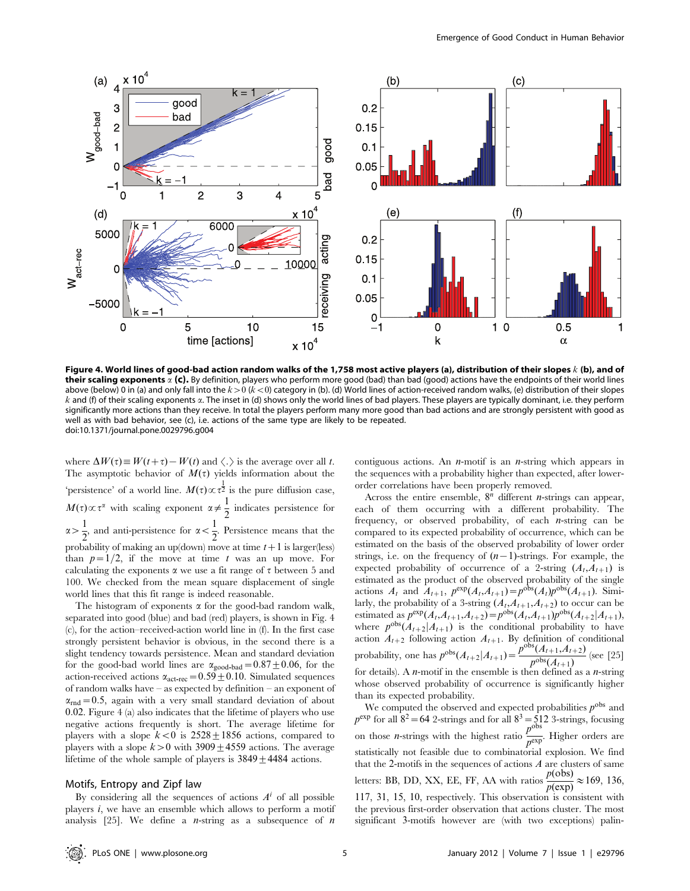**Figure 4. World lines of good-bad action random walks of the 1,758 most active players (a), distribution of their slopes $k$ (b), and of their scaling exponents $\alpha$ (c).** By definition, players who perform more good (bad) than bad (good) actions have the endpoints of their world lines above (below) 0 in (a) and only fall into the $k>0$ ($k<0$) category in (b). (d) World lines of action-received random walks, (e) distribution of their slopes $k$ and (f) of their scaling exponents $\alpha$. The inset in (d) shows only the world lines of bad players. These players are typically dominant, i.e. they perform significantly more actions than they receive. In total the players perform many more good than bad actions and are strongly persistent with good as well as with bad behavior, see (c), i.e. actions of the same type are likely to be repeated.
doi:10.1371/journal.pone.0029796.g004

where $\Delta W(\tau) \equiv W(t+\tau) - W(t)$ and $\langle . \rangle$ is the average over all $t$. The asymptotic behavior of $M(\tau)$ yields information about the 'persistence' of a world line. $M(\tau) \propto \tau^{\frac{1}{2}}$ is the pure diffusion case, $M(\tau) \propto \tau^{\alpha}$ with scaling exponent $\alpha \neq \frac{1}{2}$ indicates persistence for $\alpha > \frac{1}{2}$, and anti-persistence for $\alpha < \frac{1}{2}$. Persistence means that the probability of making an up(down) move at time $t+1$ is larger(less) than $p = 1/2$, if the move at time $t$ was an up move. For calculating the exponents $\alpha$ we use a fit range of $\tau$ between 5 and 100. We checked from the mean square displacement of single world lines that this fit range is indeed reasonable.

The histogram of exponents $\alpha$ for the good-bad random walk, separated into good (blue) and bad (red) players, is shown in Fig. 4 (c), for the action–received-action world line in (f). In the first case strongly persistent behavior is obvious, in the second there is a slight tendency towards persistence. Mean and standard deviation for the good-bad world lines are $\alpha_{good-bad} = 0.87 \pm 0.06$, for the action-received actions $\alpha_{act-rec} = 0.59 \pm 0.10$. Simulated sequences of random walks have – as expected by definition – an exponent of $\alpha_{rnd} = 0.5$, again with a very small standard deviation of about 0.02. Figure 4 (a) also indicates that the lifetime of players who use negative actions frequently is short. The average lifetime for players with a slope $k<0$ is $2528 \pm 1856$ actions, compared to players with a slope $k>0$ with $3909 \pm 4559$ actions. The average lifetime of the whole sample of players is $3849 \pm 4484$ actions.

## Motifs, Entropy and Zipf law

By considering all the sequences of actions $A^i$ of all possible players $i$, we have an ensemble which allows to perform a motif analysis [25]. We define a $n$-string as a subsequence of $n$ contiguous actions. An $n$-motif is an $n$-string which appears in the sequences with a probability higher than expected, after lower-order correlations have been properly removed.

Across the entire ensemble, $8^n$ different $n$-strings can appear, each of them occurring with a different probability. The frequency, or observed probability, of each $n$-string can be compared to its expected probability of occurrence, which can be estimated on the basis of the observed probability of lower order strings, i.e. on the frequency of $(n-1)$-strings. For example, the expected probability of occurrence of a 2-string $(A_t, A_{t+1})$ is estimated as the product of the observed probability of the single actions $A_t$ and $A_{t+1}$, $p^{exp}(A_t, A_{t+1}) = p^{obs}(A_t) p^{obs}(A_{t+1})$. Similarly, the probability of a 3-string $(A_t, A_{t+1}, A_{t+2})$ to occur can be estimated as $p^{exp}(A_t, A_{t+1}, A_{t+2}) = p^{obs}(A_t, A_{t+1}) p^{obs}(A_{t+2}|A_{t+1})$, where $p^{obs}(A_{t+2}|A_{t+1})$ is the conditional probability to have action $A_{t+2}$ following action $A_{t+1}$. By definition of conditional probability, one has $p^{obs}(A_{t+2}|A_{t+1}) = \frac{p^{obs}(A_{t+1}, A_{t+2})}{p^{obs}(A_{t+1})}$ (see [25] for details). A $n$-motif in the ensemble is then defined as a $n$-string whose observed probability of occurrence is significantly higher than its expected probability.

We computed the observed and expected probabilities $p^{obs}$ and $p^{exp}$ for all $8^2 = 64$ 2-strings and for all $8^3 = 512$ 3-strings, focusing on those $n$-strings with the highest ratio $\frac{p^{obs}}{p^{exp}}$. Higher orders are statistically not feasible due to combinatorial explosion. We find that the 2-motifs in the sequences of actions $A$ are clusters of same letters: BB, DD, XX, EE, FF, AA with ratios $\frac{p(obs)}{p(exp)} \approx 169$, 136, 117, 31, 15, 10, respectively. This observation is consistent with the previous first-order observation that actions cluster. The most significant 3-motifs however are (with two exceptions) palin-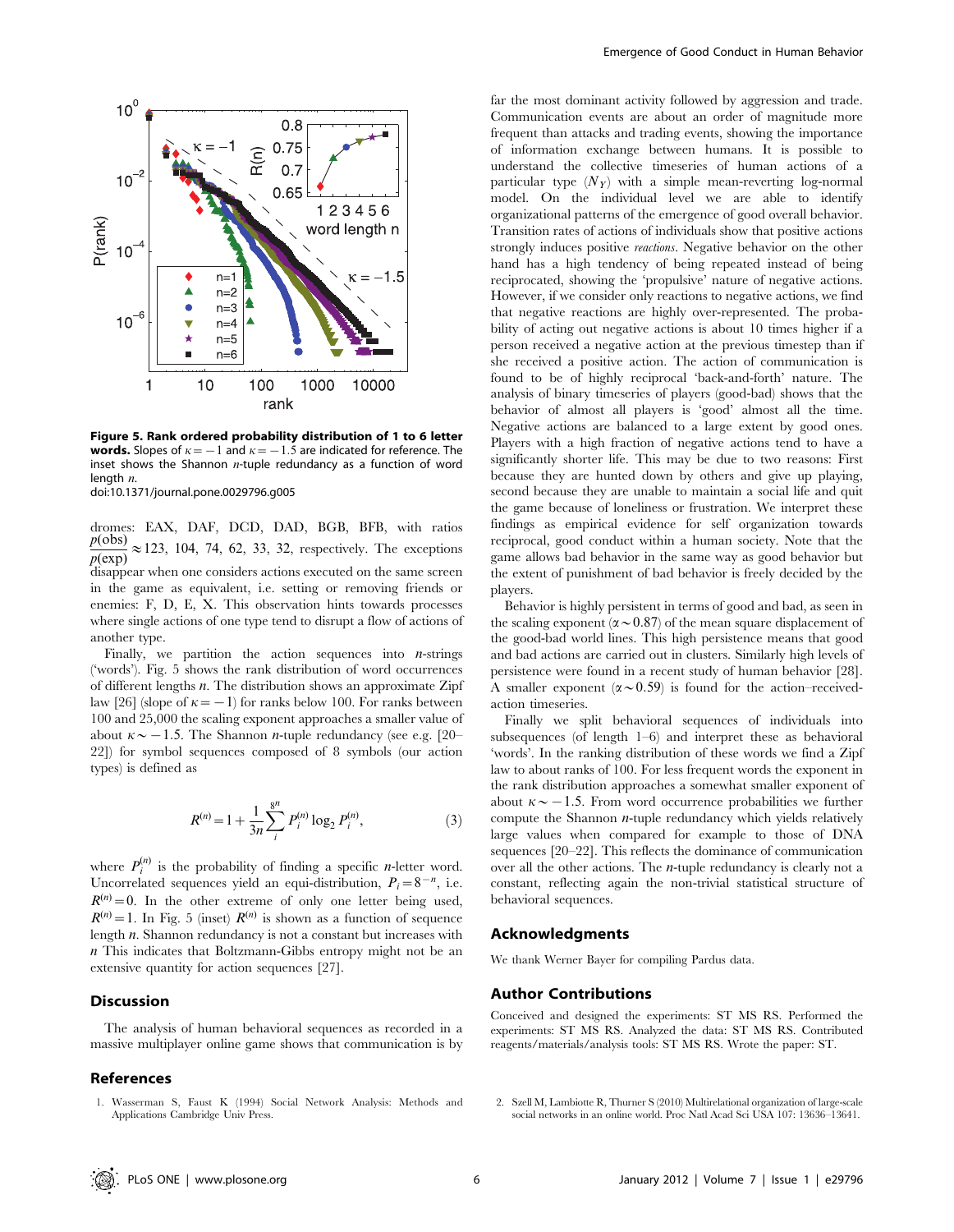Figure 5. Rank ordered probability distribution of 1 to 6 letter words. Slopes of $\kappa = -1$ and $\kappa = -1.5$ are indicated for reference. The inset shows the Shannon $n$-tuple redundancy as a function of word length $n$.
doi:10.1371/journal.pone.0029796.g005

dromes: EAX, DAF, DCD, DAD, BGB, BFB, with ratios $\frac{p(\text{obs})}{p(\text{exp})} \approx 123$, 104, 74, 62, 33, 32, respectively. The exceptions disappear when one considers actions executed on the same screen in the game as equivalent, i.e. setting or removing friends or enemies: F, D, E, X. This observation hints towards processes where single actions of one type tend to disrupt a flow of actions of another type.

Finally, we partition the action sequences into $n$-strings ('words'). Fig. 5 shows the rank distribution of word occurrences of different lengths $n$. The distribution shows an approximate Zipf law [26] (slope of $\kappa = -1$) for ranks below 100. For ranks between 100 and 25,000 the scaling exponent approaches a smaller value of about $\kappa \sim -1.5$. The Shannon $n$-tuple redundancy (see e.g. [20–22]) for symbol sequences composed of 8 symbols (our action types) is defined as

$$R^{(n)} = 1 + \frac{1}{3n} \sum_i^{8^n} P_i^{(n)} \log_2 P_i^{(n)}, \qquad (3)$$

where $P_i^{(n)}$ is the probability of finding a specific $n$-letter word. Uncorrelated sequences yield an equi-distribution, $P_i = 8^{-n}$, i.e. $R^{(n)} = 0$. In the other extreme of only one letter being used, $R^{(n)} = 1$. In Fig. 5 (inset) $R^{(n)}$ is shown as a function of sequence length $n$. Shannon redundancy is not a constant but increases with $n$ This indicates that Boltzmann-Gibbs entropy might not be an extensive quantity for action sequences [27].

## Discussion

The analysis of human behavioral sequences as recorded in a massive multiplayer online game shows that communication is by far the most dominant activity followed by aggression and trade. Communication events are about an order of magnitude more frequent than attacks and trading events, showing the importance of information exchange between humans. It is possible to understand the collective timeseries of human actions of a particular type $(N_Y)$ with a simple mean-reverting log-normal model. On the individual level we are able to identify organizational patterns of the emergence of good overall behavior. Transition rates of actions of individuals show that positive actions strongly induces positive *reactions*. Negative behavior on the other hand has a high tendency of being repeated instead of being reciprocated, showing the 'propulsive' nature of negative actions. However, if we consider only reactions to negative actions, we find that negative reactions are highly over-represented. The probability of acting out negative actions is about 10 times higher if a person received a negative action at the previous timestep than if she received a positive action. The action of communication is found to be of highly reciprocal 'back-and-forth' nature. The analysis of binary timeseries of players (good-bad) shows that the behavior of almost all players is 'good' almost all the time. Negative actions are balanced to a large extent by good ones. Players with a high fraction of negative actions tend to have a significantly shorter life. This may be due to two reasons: First because they are hunted down by others and give up playing, second because they are unable to maintain a social life and quit the game because of loneliness or frustration. We interpret these findings as empirical evidence for self organization towards reciprocal, good conduct within a human society. Note that the game allows bad behavior in the same way as good behavior but the extent of punishment of bad behavior is freely decided by the players.

Behavior is highly persistent in terms of good and bad, as seen in the scaling exponent ($\alpha \sim 0.87$) of the mean square displacement of the good-bad world lines. This high persistence means that good and bad actions are carried out in clusters. Similarly high levels of persistence were found in a recent study of human behavior [28]. A smaller exponent ($\alpha \sim 0.59$) is found for the action–received-action timeseries.

Finally we split behavioral sequences of individuals into subsequences (of length 1–6) and interpret these as behavioral 'words'. In the ranking distribution of these words we find a Zipf law to about ranks of 100. For less frequent words the exponent in the rank distribution approaches a somewhat smaller exponent of about $\kappa \sim -1.5$. From word occurrence probabilities we further compute the Shannon $n$-tuple redundancy which yields relatively large values when compared for example to those of DNA sequences [20–22]. This reflects the dominance of communication over all the other actions. The $n$-tuple redundancy is clearly not a constant, reflecting again the non-trivial statistical structure of behavioral sequences.

## Acknowledgments

We thank Werner Bayer for compiling Pardus data.

## Author Contributions

Conceived and designed the experiments: ST MS RS. Performed the experiments: ST MS RS. Analyzed the data: ST MS RS. Contributed reagents/materials/analysis tools: ST MS RS. Wrote the paper: ST.

## References

1. Wasserman S, Faust K (1994) Social Network Analysis: Methods and Applications Cambridge Univ Press.
2. Szell M, Lambiotte R, Thurner S (2010) Multirelational organization of large-scale social networks in an online world. Proc Natl Acad Sci USA 107: 13636–13641.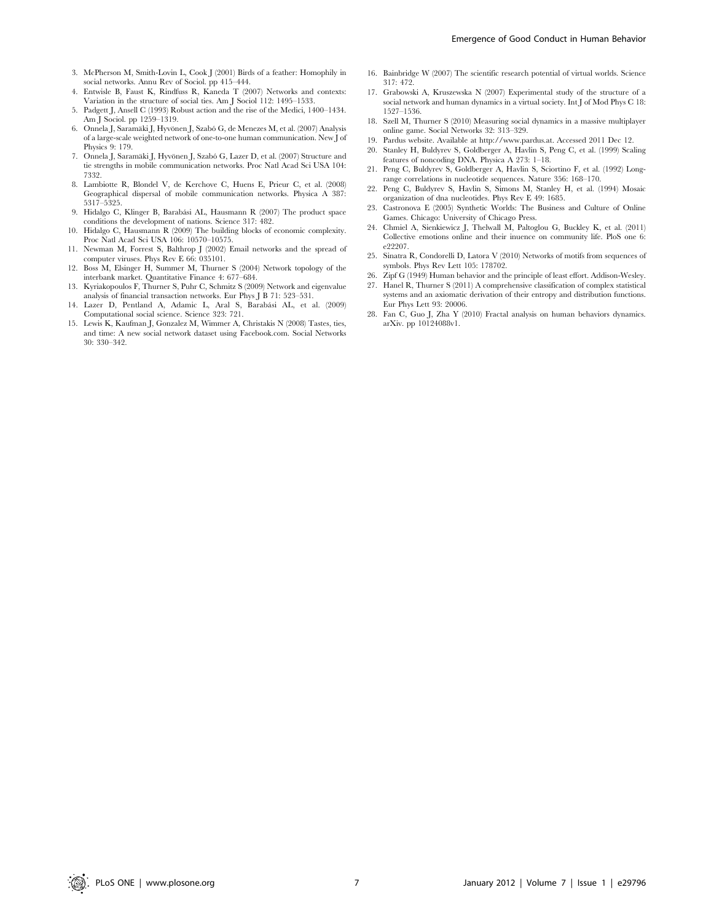3. McPherson M, Smith-Lovin L, Cook J (2001) Birds of a feather: Homophily in social networks. Annu Rev of Sociol. pp 415–444.
4. Entwisle B, Faust K, Rindfuss R, Kaneda T (2007) Networks and contexts: Variation in the structure of social ties. Am J Sociol 112: 1495–1533.
5. Padgett J, Ansell C (1993) Robust action and the rise of the Medici, 1400–1434. Am J Sociol. pp 1259–1319.
6. Onnela J, Saramäki J, Hyvönen J, Szabó G, de Menezes M, et al. (2007) Analysis of a large-scale weighted network of one-to-one human communication. New J of Physics 9: 179.
7. Onnela J, Saramäki J, Hyvönen J, Szabó G, Lazer D, et al. (2007) Structure and tie strengths in mobile communication networks. Proc Natl Acad Sci USA 104: 7332.
8. Lambiotte R, Blondel V, de Kerchove C, Huens E, Prieur C, et al. (2008) Geographical dispersal of mobile communication networks. Physica A 387: 5317–5325.
9. Hidalgo C, Klinger B, Barabási AL, Hausmann R (2007) The product space conditions the development of nations. Science 317: 482.
10. Hidalgo C, Hausmann R (2009) The building blocks of economic complexity. Proc Natl Acad Sci USA 106: 10570–10575.
11. Newman M, Forrest S, Balthrop J (2002) Email networks and the spread of computer viruses. Phys Rev E 66: 035101.
12. Boss M, Elsinger H, Summer M, Thurner S (2004) Network topology of the interbank market. Quantitative Finance 4: 677–684.
13. Kyriakopoulos F, Thurner S, Puhr C, Schmitz S (2009) Network and eigenvalue analysis of financial transaction networks. Eur Phys J B 71: 523–531.
14. Lazer D, Pentland A, Adamic L, Aral S, Barabási AL, et al. (2009) Computational social science. Science 323: 721.
15. Lewis K, Kaufman J, Gonzalez M, Wimmer A, Christakis N (2008) Tastes, ties, and time: A new social network dataset using Facebook.com. Social Networks 30: 330–342.
16. Bainbridge W (2007) The scientific research potential of virtual worlds. Science 317: 472.
17. Grabowski A, Kruszewska N (2007) Experimental study of the structure of a social network and human dynamics in a virtual society. Int J of Mod Phys C 18: 1527–1536.
18. Szell M, Thurner S (2010) Measuring social dynamics in a massive multiplayer online game. Social Networks 32: 313–329.
19. Pardus website. Available at http://www.pardus.at. Accessed 2011 Dec 12.
20. Stanley H, Buldyrev S, Goldberger A, Havlin S, Peng C, et al. (1999) Scaling features of noncoding DNA. Physica A 273: 1–18.
21. Peng C, Buldyrev S, Goldberger A, Havlin S, Sciortino F, et al. (1992) Long-range correlations in nucleotide sequences. Nature 356: 168–170.
22. Peng C, Buldyrev S, Havlin S, Simons M, Stanley H, et al. (1994) Mosaic organization of dna nucleotides. Phys Rev E 49: 1685.
23. Castronova E (2005) Synthetic Worlds: The Business and Culture of Online Games. Chicago: University of Chicago Press.
24. Chmiel A, Sienkiewicz J, Thelwall M, Paltoglou G, Buckley K, et al. (2011) Collective emotions online and their inuence on community life. PloS one 6: e22207.
25. Sinatra R, Condorelli D, Latora V (2010) Networks of motifs from sequences of symbols. Phys Rev Lett 105: 178702.
26. Zipf G (1949) Human behavior and the principle of least effort. Addison-Wesley.
27. Hanel R, Thurner S (2011) A comprehensive classification of complex statistical systems and an axiomatic derivation of their entropy and distribution functions. Eur Phys Lett 93: 20006.
28. Fan C, Guo J, Zha Y (2010) Fractal analysis on human behaviors dynamics. arXiv. pp 10124088v1.